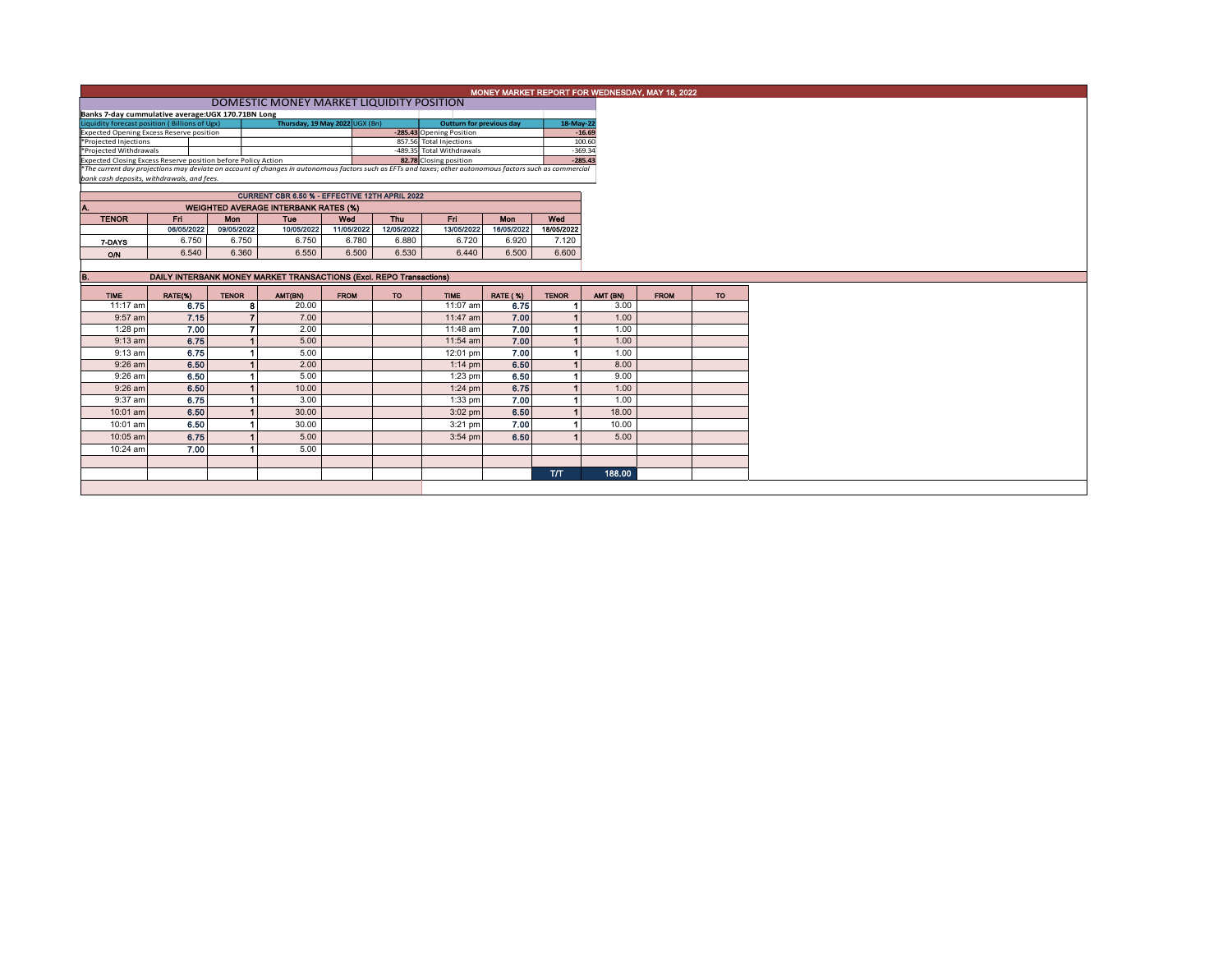# MONEY MARKET REPORT FOR WEDNESDAY, MAY 18, 2022

## DOMESTIC MONEY MARKET LIQUIDITY POSITION

**Banks 7-day cummulative average:UGX 170.71BN Long**

| Liquidity forecast position ( Billions of Ugx) | Thursday, 19 May 2022 UGX (Bn) | Outturn for previous day | 18-May-22 |
|---|---|---|---|
| Expected Opening Excess Reserve position | -285.43 | Opening Position | -16.69 |
| *Projected Injections | 857.56 | Total Injections | 100.60 |
| *Projected Withdrawals | -489.35 | Total Withdrawals | -369.34 |
| Expected Closing Excess Reserve position before Policy Action | 82.78 | Closing position | -285.43 |

*The current day projections may deviate on account of changes in autonomous factors such as EFTs and taxes; other autonomous factors such as commercial bank cash deposits, withdrawals, and fees.*

**CURRENT CBR 6.50 % - EFFECTIVE 12TH APRIL 2022**

### A. WEIGHTED AVERAGE INTERBANK RATES (%)

| TENOR | Fri | Mon | Tue | Wed | Thu | Fri | Mon | Wed |
|---|---|---|---|---|---|---|---|---|
| | 06/05/2022 | 09/05/2022 | 10/05/2022 | 11/05/2022 | 12/05/2022 | 13/05/2022 | 16/05/2022 | 18/05/2022 |
| 7-DAYS | 6.750 | 6.750 | 6.750 | 6.780 | 6.880 | 6.720 | 6.920 | 7.120 |
| O/N | 6.540 | 6.360 | 6.550 | 6.500 | 6.530 | 6.440 | 6.500 | 6.600 |

### B. DAILY INTERBANK MONEY MARKET TRANSACTIONS (Excl. REPO Transactions)

| TIME | RATE(%) | TENOR | AMT(BN) | FROM | TO | TIME | RATE ( %) | TENOR | AMT (BN) | FROM | TO |
|---|---|---|---|---|---|---|---|---|---|---|---|
| 11:17 am | 6.75 | 8 | 20.00 | | | 11:07 am | 6.75 | 1 | 3.00 | | |
| 9:57 am | 7.15 | 7 | 7.00 | | | 11:47 am | 7.00 | 1 | 1.00 | | |
| 1:28 pm | 7.00 | 7 | 2.00 | | | 11:48 am | 7.00 | 1 | 1.00 | | |
| 9:13 am | 6.75 | 1 | 5.00 | | | 11:54 am | 7.00 | 1 | 1.00 | | |
| 9:13 am | 6.75 | 1 | 5.00 | | | 12:01 pm | 7.00 | 1 | 1.00 | | |
| 9:26 am | 6.50 | 1 | 2.00 | | | 1:14 pm | 6.50 | 1 | 8.00 | | |
| 9:26 am | 6.50 | 1 | 5.00 | | | 1:23 pm | 6.50 | 1 | 9.00 | | |
| 9:26 am | 6.50 | 1 | 10.00 | | | 1:24 pm | 6.75 | 1 | 1.00 | | |
| 9:37 am | 6.75 | 1 | 3.00 | | | 1:33 pm | 7.00 | 1 | 1.00 | | |
| 10:01 am | 6.50 | 1 | 30.00 | | | 3:02 pm | 6.50 | 1 | 18.00 | | |
| 10:01 am | 6.50 | 1 | 30.00 | | | 3:21 pm | 7.00 | 1 | 10.00 | | |
| 10:05 am | 6.75 | 1 | 5.00 | | | 3:54 pm | 6.50 | 1 | 5.00 | | |
| 10:24 am | 7.00 | 1 | 5.00 | | | | | | | | |
| | | | | | | | | T/T | 188.00 | | |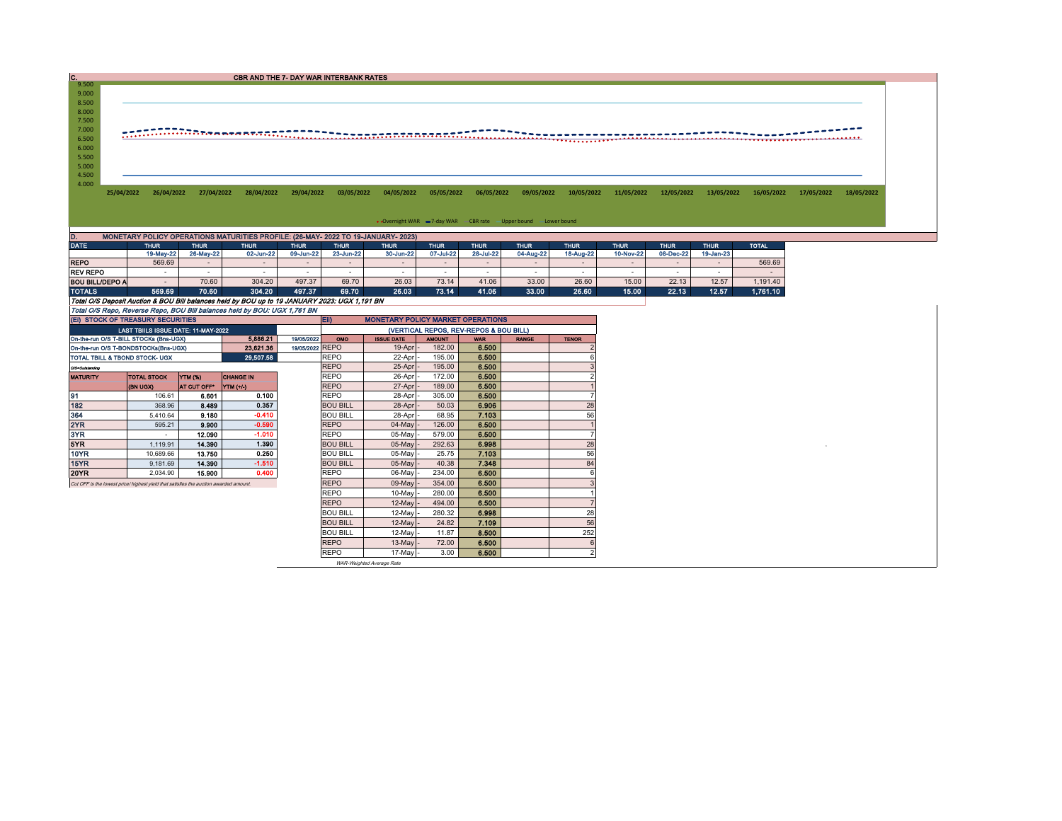## C. CBR AND THE 7- DAY WAR INTERBANK RATES

9.500
9.000
8.500
8.000
7.500
7.000
6.500
6.000
5.500
5.000
4.500
4.000

25/04/2022 26/04/2022 27/04/2022 28/04/2022 29/04/2022 03/05/2022 04/05/2022 05/05/2022 06/05/2022 09/05/2022 10/05/2022 11/05/2022 12/05/2022 13/05/2022 16/05/2022 17/05/2022 18/05/2022

Overnight WAR | 7-day WAR | CBR rate | Upper bound | Lower bound

## D. MONETARY POLICY OPERATIONS MATURITIES PROFILE: (26-MAY- 2022 TO 19-JANUARY- 2023)

| DATE | THUR | THUR | THUR | THUR | THUR | THUR | THUR | THUR | THUR | THUR | THUR | THUR | THUR | TOTAL |
|---|---|---|---|---|---|---|---|---|---|---|---|---|---|---|
| | 19-May-22 | 26-May-22 | 02-Jun-22 | 09-Jun-22 | 23-Jun-22 | 30-Jun-22 | 07-Jul-22 | 28-Jul-22 | 04-Aug-22 | 18-Aug-22 | 10-Nov-22 | 08-Dec-22 | 19-Jan-23 | |
| REPO | 569.69 | - | - | - | - | - | - | - | - | - | - | - | - | 569.69 |
| REV REPO | - | - | - | - | - | - | - | - | - | - | - | - | - | - |
| BOU BILL/DEPO A | - | 70.60 | 304.20 | 497.37 | 69.70 | 26.03 | 73.14 | 41.06 | 33.00 | 26.60 | 15.00 | 22.13 | 12.57 | 1,191.40 |
| TOTALS | 569.69 | 70.60 | 304.20 | 497.37 | 69.70 | 26.03 | 73.14 | 41.06 | 33.00 | 26.60 | 15.00 | 22.13 | 12.57 | 1,761.10 |

*Total O/S Deposit Auction & BOU Bill balances held by BOU up to 19 JANUARY 2023: UGX 1,191 BN*

*Total O/S Repo, Reverse Repo, BOU Bill balances held by BOU: UGX 1,761 BN*

## (EI) STOCK OF TREASURY SECURITIES

| LAST TBIILS ISSUE DATE: 11-MAY-2022 | | |
|---|---|---|
| On-the-run O/S T-BILL STOCKs (Bns-UGX) | 5,886.21 | 19/05/2022 |
| On-the-run O/S T-BONDSTOCKs(Bns-UGX) | 23,621.36 | 19/05/2022 |
| TOTAL TBILL & TBOND STOCK- UGX | 29,507.58 | |

O/S=Outstanding

| MATURITY | TOTAL STOCK (BN UGX) | YTM (%) AT CUT OFF* | CHANGE IN YTM (+/-) |
|---|---|---|---|
| 91 | 106.61 | 6.601 | 0.100 |
| 182 | 368.96 | 8.489 | 0.357 |
| 364 | 5,410.64 | 9.180 | -0.410 |
| 2YR | 595.21 | 9.900 | -0.590 |
| 3YR | - | 12.090 | -1.010 |
| 5YR | 1,119.91 | 14.390 | 1.390 |
| 10YR | 10,689.66 | 13.750 | 0.250 |
| 15YR | 9,181.69 | 14.390 | -1.510 |
| 20YR | 2,034.90 | 15.900 | 0.400 |

*Cut OFF is the lowest price/ highest yield that satisfies the auction awarded amount.*

## EII) MONETARY POLICY MARKET OPERATIONS

(VERTICAL REPOS, REV-REPOS & BOU BILL)

| OMO | ISSUE DATE | AMOUNT | WAR | RANGE | TENOR |
|---|---|---|---|---|---|
| REPO | 19-Apr | 182.00 | 6.500 | | 2 |
| REPO | 22-Apr | 195.00 | 6.500 | | 6 |
| REPO | 25-Apr | 195.00 | 6.500 | | 3 |
| REPO | 26-Apr | 172.00 | 6.500 | | 2 |
| REPO | 27-Apr | 189.00 | 6.500 | | 1 |
| REPO | 28-Apr | 305.00 | 6.500 | | 7 |
| BOU BILL | 28-Apr | 50.03 | 6.906 | | 28 |
| BOU BILL | 28-Apr | 68.95 | 7.103 | | 56 |
| REPO | 04-May | 126.00 | 6.500 | | 1 |
| REPO | 05-May | 579.00 | 6.500 | | 7 |
| BOU BILL | 05-May | 292.63 | 6.998 | | 28 |
| BOU BILL | 05-May | 25.75 | 7.103 | | 56 |
| BOU BILL | 05-May | 40.38 | 7.348 | | 84 |
| REPO | 06-May | 234.00 | 6.500 | | 6 |
| REPO | 09-May | 354.00 | 6.500 | | 3 |
| REPO | 10-May | 280.00 | 6.500 | | 1 |
| REPO | 12-May | 494.00 | 6.500 | | 7 |
| BOU BILL | 12-May | 280.32 | 6.998 | | 28 |
| BOU BILL | 12-May | 24.82 | 7.109 | | 56 |
| BOU BILL | 12-May | 11.87 | 8.500 | | 252 |
| REPO | 13-May | 72.00 | 6.500 | | 6 |
| REPO | 17-May | 3.00 | 6.500 | | 2 |

*WAR-Weighted Average Rate*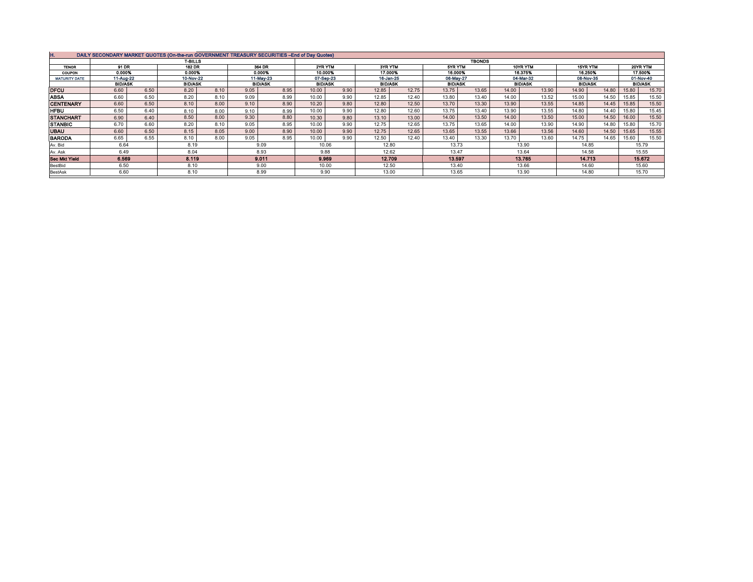| H. | DAILY SECONDARY MARKET QUOTES (On-the-run GOVERNMENT TREASURY SECURITIES –End of Day Quotes) | | | | | | | | | | | | | | | | | |
|---|---|---|---|---|---|---|---|---|---|---|---|---|---|---|---|---|---|---|
| | T-BILLS | | | | | | TBONDS | | | | | | | | | | | |
| TENOR | 91 DR | | 182 DR | | 364 DR | | 2YR YTM | | 3YR YTM | | 5YR YTM | | 10YR YTM | | 15YR YTM | | 20YR YTM | |
| COUPON | 0.000% | | 0.000% | | 0.000% | | 10.000% | | 17.000% | | 16.000% | | 16.375% | | 16.250% | | 17.500% | |
| MATURITY DATE | 11-Aug-22 | | 10-Nov-22 | | 11-May-23 | | 07-Sep-23 | | 16-Jan-25 | | 06-May-27 | | 04-Mar-32 | | 08-Nov-35 | | 01-Nov-40 | |
| | BID/ASK | | BID/ASK | | BID/ASK | | BID/ASK | | BID/ASK | | BID/ASK | | BID/ASK | | BID/ASK | | BID/ASK | |
| DFCU | 6.60 | 6.50 | 8.20 | 8.10 | 9.05 | 8.95 | 10.00 | 9.90 | 12.85 | 12.75 | 13.75 | 13.65 | 14.00 | 13.90 | 14.90 | 14.80 | 15.80 | 15.70 |
| ABSA | 6.60 | 6.50 | 8.20 | 8.10 | 9.09 | 8.99 | 10.00 | 9.90 | 12.85 | 12.40 | 13.80 | 13.40 | 14.00 | 13.52 | 15.00 | 14.50 | 15.85 | 15.50 |
| CENTENARY | 6.60 | 6.50 | 8.10 | 8.00 | 9.10 | 8.90 | 10.20 | 9.80 | 12.80 | 12.50 | 13.70 | 13.30 | 13.90 | 13.55 | 14.85 | 14.45 | 15.85 | 15.50 |
| HFBU | 6.50 | 6.40 | 8.10 | 8.00 | 9.10 | 8.99 | 10.00 | 9.90 | 12.80 | 12.60 | 13.75 | 13.40 | 13.90 | 13.55 | 14.80 | 14.40 | 15.80 | 15.45 |
| STANCHART | 6.90 | 6.40 | 8.50 | 8.00 | 9.30 | 8.80 | 10.30 | 9.80 | 13.10 | 13.00 | 14.00 | 13.50 | 14.00 | 13.50 | 15.00 | 14.50 | 16.00 | 15.50 |
| STANBIC | 6.70 | 6.60 | 8.20 | 8.10 | 9.05 | 8.95 | 10.00 | 9.90 | 12.75 | 12.65 | 13.75 | 13.65 | 14.00 | 13.90 | 14.90 | 14.80 | 15.80 | 15.70 |
| UBAU | 6.60 | 6.50 | 8.15 | 8.05 | 9.00 | 8.90 | 10.00 | 9.90 | 12.75 | 12.65 | 13.65 | 13.55 | 13.66 | 13.56 | 14.60 | 14.50 | 15.65 | 15.55 |
| BARODA | 6.65 | 6.55 | 8.10 | 8.00 | 9.05 | 8.95 | 10.00 | 9.90 | 12.50 | 12.40 | 13.40 | 13.30 | 13.70 | 13.60 | 14.75 | 14.65 | 15.60 | 15.50 |
| Av. Bid | 6.64 | | 8.19 | | 9.09 | | 10.06 | | 12.80 | | 13.73 | | 13.90 | | 14.85 | | 15.79 | |
| Av. Ask | 6.49 | | 8.04 | | 8.93 | | 9.88 | | 12.62 | | 13.47 | | 13.64 | | 14.58 | | 15.55 | |
| **Sec Mkt Yield** | **6.569** | | **8.119** | | **9.011** | | **9.969** | | **12.709** | | **13.597** | | **13.765** | | **14.713** | | **15.672** | |
| BestBid | 6.50 | | 8.10 | | 9.00 | | 10.00 | | 12.50 | | 13.40 | | 13.66 | | 14.60 | | 15.60 | |
| BestAsk | 6.60 | | 8.10 | | 8.99 | | 9.90 | | 13.00 | | 13.65 | | 13.90 | | 14.80 | | 15.70 | |